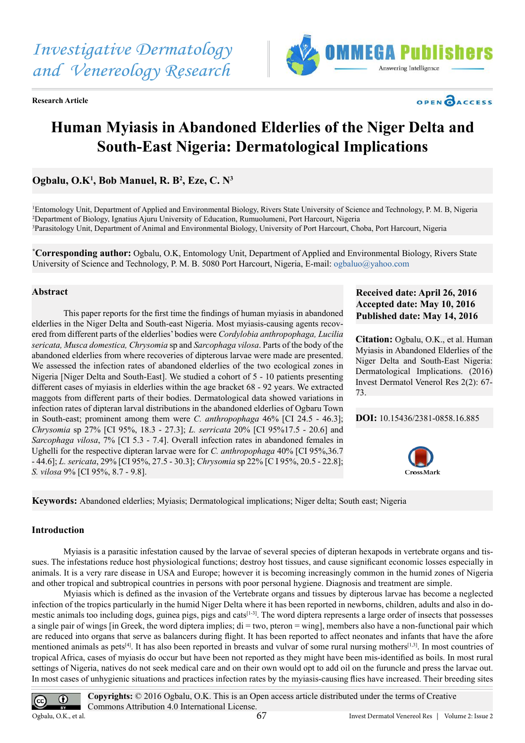Investigative Dermatology and Venereology Research

Research Article

# Human Myiasis in Abandoned Elderlies of the Niger Delta and South-East Nigeria: Dermatological Implications

**Ogbalu, O.K[1], Bob Manuel, R. B[2], Eze, C. N[3]**

[1]Entomology Unit, Department of Applied and Environmental Biology, Rivers State University of Science and Technology, P. M. B, Nigeria
[2]Department of Biology, Ignatius Ajuru University of Education, Rumuolumeni, Port Harcourt, Nigeria
[3]Parasitology Unit, Department of Animal and Environmental Biology, University of Port Harcourt, Choba, Port Harcourt, Nigeria

[*]**Corresponding author:** Ogbalu, O.K, Entomology Unit, Department of Applied and Environmental Biology, Rivers State University of Science and Technology, P. M. B. 5080 Port Harcourt, Nigeria, E-mail: ogbaluo@yahoo.com

**Received date: April 26, 2016**
**Accepted date: May 10, 2016**
**Published date: May 14, 2016**

**Citation:** Ogbalu, O.K., et al. Human Myiasis in Abandoned Elderlies of the Niger Delta and South-East Nigeria: Dermatological Implications. (2016) Invest Dermatol Venerol Res 2(2): 67-73.

**DOI:** 10.15436/2381-0858.16.885

## Abstract

This paper reports for the first time the findings of human myiasis in abandoned elderlies in the Niger Delta and South-east Nigeria. Most myiasis-causing agents recovered from different parts of the elderlies' bodies were *Cordylobia anthropophaga, Lucilia sericata, Musca domestica, Chrysomia* sp and *Sarcophaga vilosa*. Parts of the body of the abandoned elderlies from where recoveries of dipterous larvae were made are presented. We assessed the infection rates of abandoned elderlies of the two ecological zones in Nigeria [Niger Delta and South-East]. We studied a cohort of 5 - 10 patients presenting different cases of myiasis in elderlies within the age bracket 68 - 92 years. We extracted maggots from different parts of their bodies. Dermatological data showed variations in infection rates of dipteran larval distributions in the abandoned elderlies of Ogbaru Town in South-east; prominent among them were *C. anthropophaga* 46% [CI 24.5 - 46.3]; *Chrysomia* sp 27% [CI 95%, 18.3 - 27.3]; *L. serricata* 20% [CI 95%17.5 - 20.6] and *Sarcophaga vilosa*, 7% [CI 5.3 - 7.4]. Overall infection rates in abandoned females in Ughelli for the respective dipteran larvae were for *C. anthropophaga* 40% [CI 95%,36.7 - 44.6]; *L. sericata*, 29% [CI 95%, 27.5 - 30.3]; *Chrysomia* sp 22% [C I 95%, 20.5 - 22.8]; *S. vilosa* 9% [CI 95%, 8.7 - 9.8].

**Keywords:** Abandoned elderlies; Myiasis; Dermatological implications; Niger delta; South east; Nigeria

## Introduction

Myiasis is a parasitic infestation caused by the larvae of several species of dipteran hexapods in vertebrate organs and tissues. The infestations reduce host physiological functions; destroy host tissues, and cause significant economic losses especially in animals. It is a very rare disease in USA and Europe; however it is becoming increasingly common in the humid zones of Nigeria and other tropical and subtropical countries in persons with poor personal hygiene. Diagnosis and treatment are simple.

Myiasis which is defined as the invasion of the Vertebrate organs and tissues by dipterous larvae has become a neglected infection of the tropics particularly in the humid Niger Delta where it has been reported in newborns, children, adults and also in domestic animals too including dogs, guinea pigs, pigs and cats[1-3]. The word diptera represents a large order of insects that possesses a single pair of wings [in Greek, the word diptera implies; di = two, pteron = wing], members also have a non-functional pair which are reduced into organs that serve as balancers during flight. It has been reported to affect neonates and infants that have the afore mentioned animals as pets[4]. It has also been reported in breasts and vulvar of some rural nursing mothers[1,3]. In most countries of tropical Africa, cases of myiasis do occur but have been not reported as they might have been mis-identified as boils. In most rural settings of Nigeria, natives do not seek medical care and on their own would opt to add oil on the furuncle and press the larvae out. In most cases of unhygienic situations and practices infection rates by the myiasis-causing flies have increased. Their breeding sites

**Copyrights:** © 2016 Ogbalu, O.K. This is an Open access article distributed under the terms of Creative Commons Attribution 4.0 International License.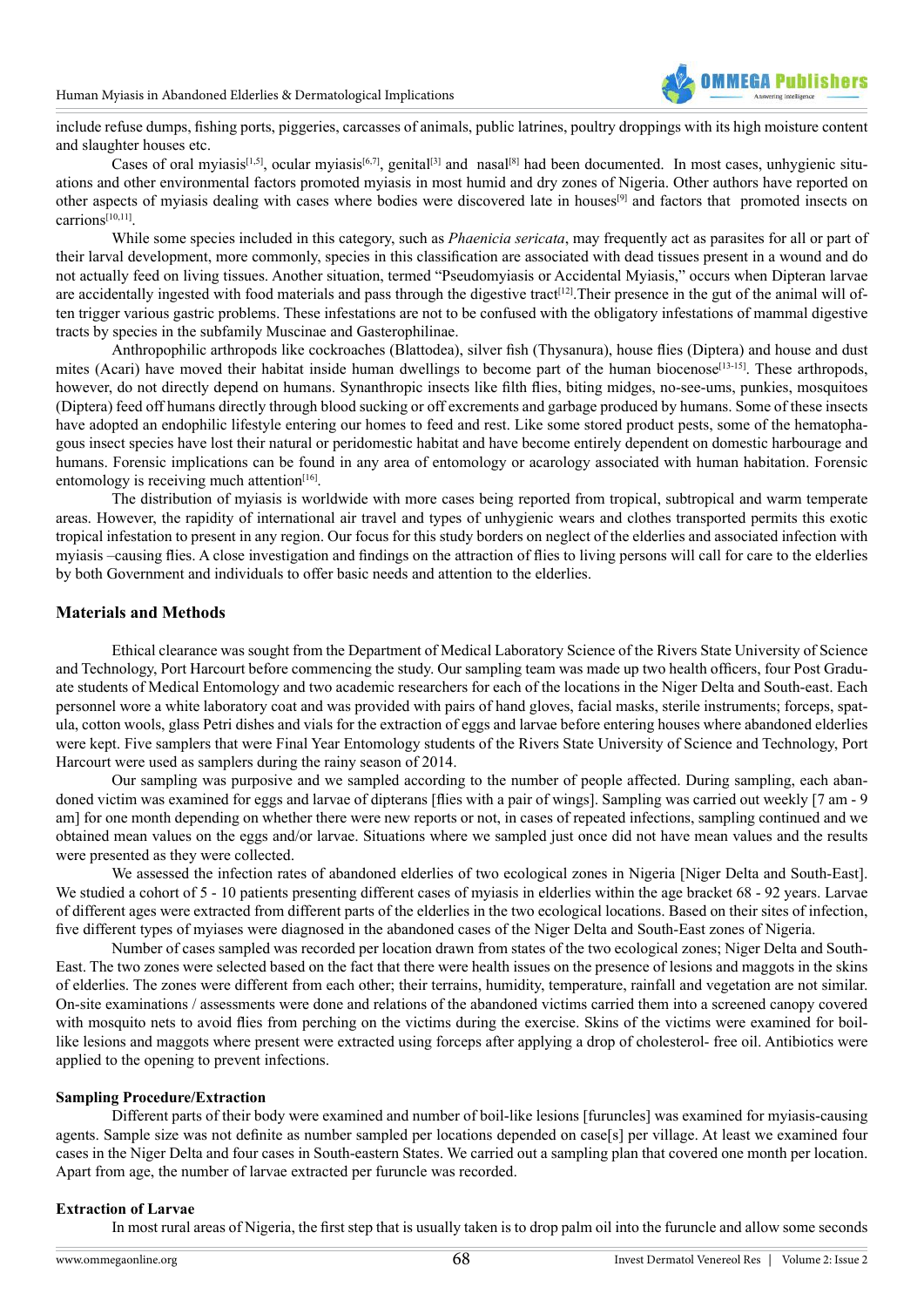include refuse dumps, fishing ports, piggeries, carcasses of animals, public latrines, poultry droppings with its high moisture content and slaughter houses etc.

Cases of oral myiasis[1,5], ocular myiasis[6,7], genital[3] and nasal[8] had been documented. In most cases, unhygienic situations and other environmental factors promoted myiasis in most humid and dry zones of Nigeria. Other authors have reported on other aspects of myiasis dealing with cases where bodies were discovered late in houses[9] and factors that promoted insects on carrions[10,11].

While some species included in this category, such as *Phaenicia sericata*, may frequently act as parasites for all or part of their larval development, more commonly, species in this classification are associated with dead tissues present in a wound and do not actually feed on living tissues. Another situation, termed "Pseudomyiasis or Accidental Myiasis," occurs when Dipteran larvae are accidentally ingested with food materials and pass through the digestive tract[12].Their presence in the gut of the animal will often trigger various gastric problems. These infestations are not to be confused with the obligatory infestations of mammal digestive tracts by species in the subfamily Muscinae and Gasterophilinae.

Anthropophilic arthropods like cockroaches (Blattodea), silver fish (Thysanura), house flies (Diptera) and house and dust mites (Acari) have moved their habitat inside human dwellings to become part of the human biocenose[13-15]. These arthropods, however, do not directly depend on humans. Synanthropic insects like filth flies, biting midges, no-see-ums, punkies, mosquitoes (Diptera) feed off humans directly through blood sucking or off excrements and garbage produced by humans. Some of these insects have adopted an endophilic lifestyle entering our homes to feed and rest. Like some stored product pests, some of the hematophagous insect species have lost their natural or peridomestic habitat and have become entirely dependent on domestic harbourage and humans. Forensic implications can be found in any area of entomology or acarology associated with human habitation. Forensic entomology is receiving much attention[16].

The distribution of myiasis is worldwide with more cases being reported from tropical, subtropical and warm temperate areas. However, the rapidity of international air travel and types of unhygienic wears and clothes transported permits this exotic tropical infestation to present in any region. Our focus for this study borders on neglect of the elderlies and associated infection with myiasis –causing flies. A close investigation and findings on the attraction of flies to living persons will call for care to the elderlies by both Government and individuals to offer basic needs and attention to the elderlies.

## Materials and Methods

Ethical clearance was sought from the Department of Medical Laboratory Science of the Rivers State University of Science and Technology, Port Harcourt before commencing the study. Our sampling team was made up two health officers, four Post Graduate students of Medical Entomology and two academic researchers for each of the locations in the Niger Delta and South-east. Each personnel wore a white laboratory coat and was provided with pairs of hand gloves, facial masks, sterile instruments; forceps, spatula, cotton wools, glass Petri dishes and vials for the extraction of eggs and larvae before entering houses where abandoned elderlies were kept. Five samplers that were Final Year Entomology students of the Rivers State University of Science and Technology, Port Harcourt were used as samplers during the rainy season of 2014.

Our sampling was purposive and we sampled according to the number of people affected. During sampling, each abandoned victim was examined for eggs and larvae of dipterans [flies with a pair of wings]. Sampling was carried out weekly [7 am - 9 am] for one month depending on whether there were new reports or not, in cases of repeated infections, sampling continued and we obtained mean values on the eggs and/or larvae. Situations where we sampled just once did not have mean values and the results were presented as they were collected.

We assessed the infection rates of abandoned elderlies of two ecological zones in Nigeria [Niger Delta and South-East]. We studied a cohort of 5 - 10 patients presenting different cases of myiasis in elderlies within the age bracket 68 - 92 years. Larvae of different ages were extracted from different parts of the elderlies in the two ecological locations. Based on their sites of infection, five different types of myiases were diagnosed in the abandoned cases of the Niger Delta and South-East zones of Nigeria.

Number of cases sampled was recorded per location drawn from states of the two ecological zones; Niger Delta and South-East. The two zones were selected based on the fact that there were health issues on the presence of lesions and maggots in the skins of elderlies. The zones were different from each other; their terrains, humidity, temperature, rainfall and vegetation are not similar. On-site examinations / assessments were done and relations of the abandoned victims carried them into a screened canopy covered with mosquito nets to avoid flies from perching on the victims during the exercise. Skins of the victims were examined for boil-like lesions and maggots where present were extracted using forceps after applying a drop of cholesterol- free oil. Antibiotics were applied to the opening to prevent infections.

### Sampling Procedure/Extraction

Different parts of their body were examined and number of boil-like lesions [furuncles] was examined for myiasis-causing agents. Sample size was not definite as number sampled per locations depended on case[s] per village. At least we examined four cases in the Niger Delta and four cases in South-eastern States. We carried out a sampling plan that covered one month per location. Apart from age, the number of larvae extracted per furuncle was recorded.

### Extraction of Larvae

In most rural areas of Nigeria, the first step that is usually taken is to drop palm oil into the furuncle and allow some seconds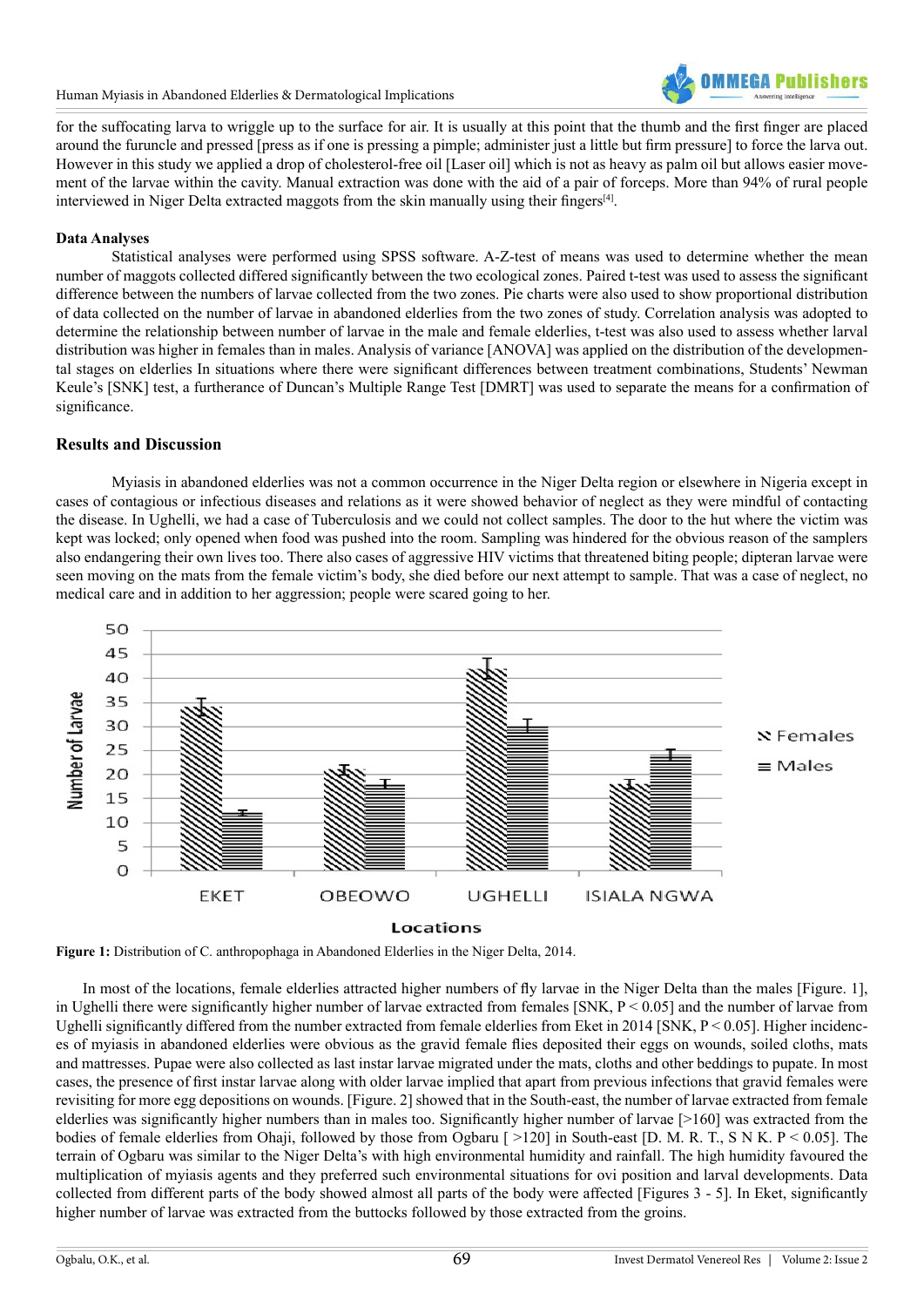for the suffocating larva to wriggle up to the surface for air. It is usually at this point that the thumb and the first finger are placed around the furuncle and pressed [press as if one is pressing a pimple; administer just a little but firm pressure] to force the larva out. However in this study we applied a drop of cholesterol-free oil [Laser oil] which is not as heavy as palm oil but allows easier movement of the larvae within the cavity. Manual extraction was done with the aid of a pair of forceps. More than 94% of rural people interviewed in Niger Delta extracted maggots from the skin manually using their fingers[4].

### Data Analyses

Statistical analyses were performed using SPSS software. A-Z-test of means was used to determine whether the mean number of maggots collected differed significantly between the two ecological zones. Paired t-test was used to assess the significant difference between the numbers of larvae collected from the two zones. Pie charts were also used to show proportional distribution of data collected on the number of larvae in abandoned elderlies from the two zones of study. Correlation analysis was adopted to determine the relationship between number of larvae in the male and female elderlies, t-test was also used to assess whether larval distribution was higher in females than in males. Analysis of variance [ANOVA] was applied on the distribution of the developmental stages on elderlies In situations where there were significant differences between treatment combinations, Students' Newman Keule's [SNK] test, a furtherance of Duncan's Multiple Range Test [DMRT] was used to separate the means for a confirmation of significance.

## Results and Discussion

Myiasis in abandoned elderlies was not a common occurrence in the Niger Delta region or elsewhere in Nigeria except in cases of contagious or infectious diseases and relations as it were showed behavior of neglect as they were mindful of contacting the disease. In Ughelli, we had a case of Tuberculosis and we could not collect samples. The door to the hut where the victim was kept was locked; only opened when food was pushed into the room. Sampling was hindered for the obvious reason of the samplers also endangering their own lives too. There also cases of aggressive HIV victims that threatened biting people; dipteran larvae were seen moving on the mats from the female victim's body, she died before our next attempt to sample. That was a case of neglect, no medical care and in addition to her aggression; people were scared going to her.

**Figure 1:** Distribution of C. anthropophaga in Abandoned Elderlies in the Niger Delta, 2014.

In most of the locations, female elderlies attracted higher numbers of fly larvae in the Niger Delta than the males [Figure. 1], in Ughelli there were significantly higher number of larvae extracted from females [SNK, $P < 0.05$] and the number of larvae from Ughelli significantly differed from the number extracted from female elderlies from Eket in 2014 [SNK, $P < 0.05$]. Higher incidences of myiasis in abandoned elderlies were obvious as the gravid female flies deposited their eggs on wounds, soiled cloths, mats and mattresses. Pupae were also collected as last instar larvae migrated under the mats, cloths and other beddings to pupate. In most cases, the presence of first instar larvae along with older larvae implied that apart from previous infections that gravid females were revisiting for more egg depositions on wounds. [Figure. 2] showed that in the South-east, the number of larvae extracted from female elderlies was significantly higher numbers than in males too. Significantly higher number of larvae [>160] was extracted from the bodies of female elderlies from Ohaji, followed by those from Ogbaru [ >120] in South-east [D. M. R. T., S N K. $P < 0.05$]. The terrain of Ogbaru was similar to the Niger Delta's with high environmental humidity and rainfall. The high humidity favoured the multiplication of myiasis agents and they preferred such environmental situations for ovi position and larval developments. Data collected from different parts of the body showed almost all parts of the body were affected [Figures 3 - 5]. In Eket, significantly higher number of larvae was extracted from the buttocks followed by those extracted from the groins.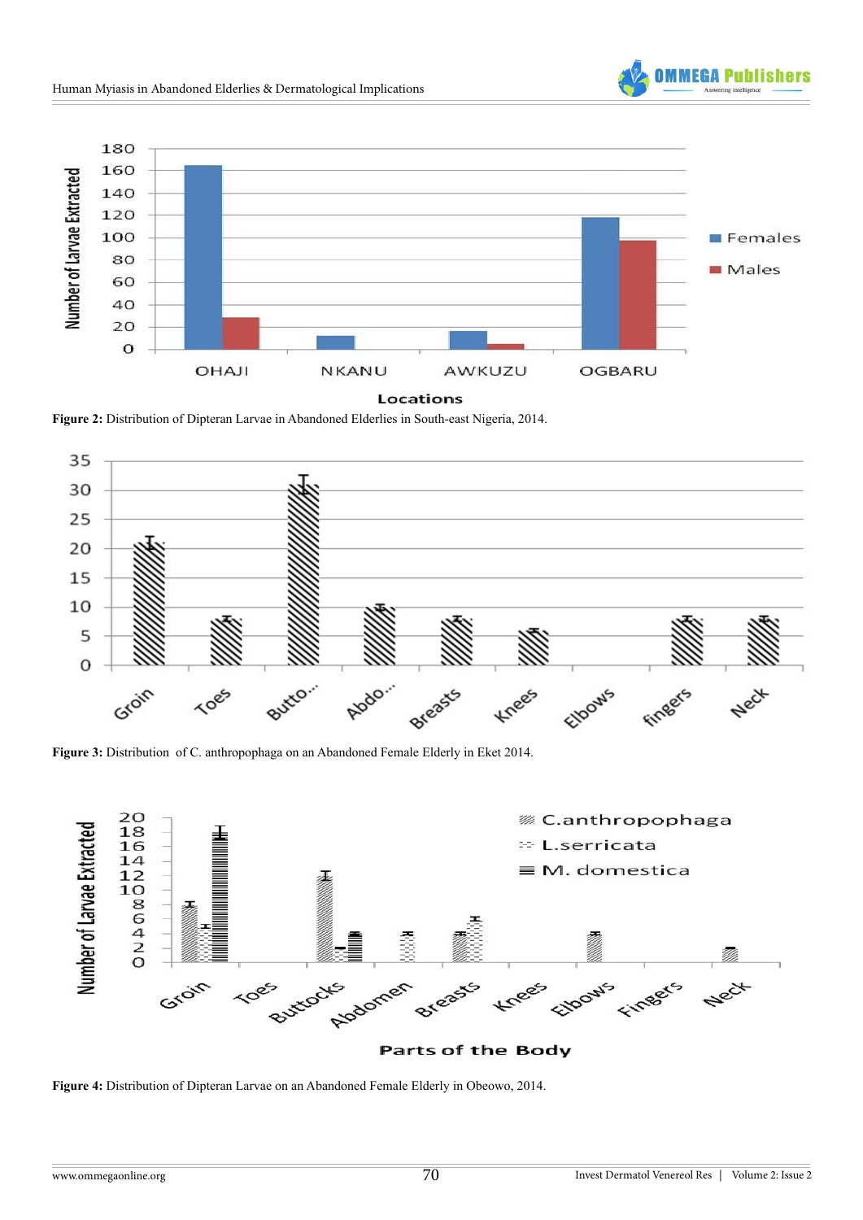**Figure 2:** Distribution of Dipteran Larvae in Abandoned Elderlies in South-east Nigeria, 2014.

**Figure 3:** Distribution of C. anthropophaga on an Abandoned Female Elderly in Eket 2014.

**Figure 4:** Distribution of Dipteran Larvae on an Abandoned Female Elderly in Obeowo, 2014.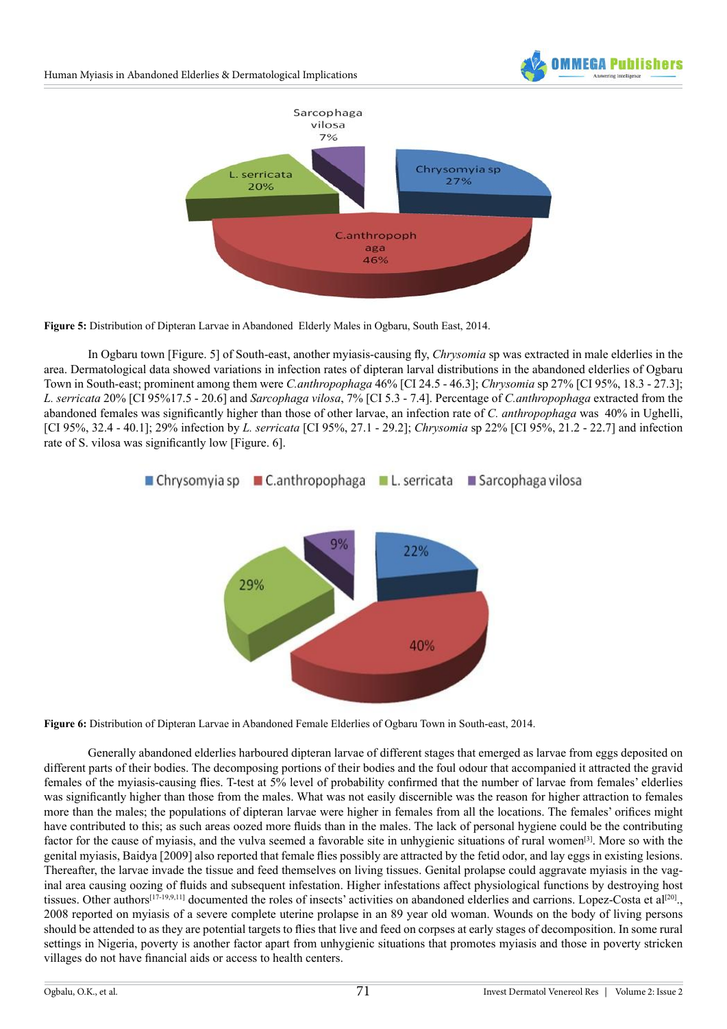**Figure 5:** Distribution of Dipteran Larvae in Abandoned Elderly Males in Ogbaru, South East, 2014.

In Ogbaru town [Figure. 5] of South-east, another myiasis-causing fly, *Chrysomia* sp was extracted in male elderlies in the area. Dermatological data showed variations in infection rates of dipteran larval distributions in the abandoned elderlies of Ogbaru Town in South-east; prominent among them were *C.anthropophaga* 46% [CI 24.5 - 46.3]; *Chrysomia* sp 27% [CI 95%, 18.3 - 27.3]; *L. serricata* 20% [CI 95%17.5 - 20.6] and *Sarcophaga vilosa*, 7% [CI 5.3 - 7.4]. Percentage of *C.anthropophaga* extracted from the abandoned females was significantly higher than those of other larvae, an infection rate of *C. anthropophaga* was 40% in Ughelli, [CI 95%, 32.4 - 40.1]; 29% infection by *L. serricata* [CI 95%, 27.1 - 29.2]; *Chrysomia* sp 22% [CI 95%, 21.2 - 22.7] and infection rate of S. vilosa was significantly low [Figure. 6].

**Figure 6:** Distribution of Dipteran Larvae in Abandoned Female Elderlies of Ogbaru Town in South-east, 2014.

Generally abandoned elderlies harboured dipteran larvae of different stages that emerged as larvae from eggs deposited on different parts of their bodies. The decomposing portions of their bodies and the foul odour that accompanied it attracted the gravid females of the myiasis-causing flies. T-test at 5% level of probability confirmed that the number of larvae from females' elderlies was significantly higher than those from the males. What was not easily discernible was the reason for higher attraction to females more than the males; the populations of dipteran larvae were higher in females from all the locations. The females' orifices might have contributed to this; as such areas oozed more fluids than in the males. The lack of personal hygiene could be the contributing factor for the cause of myiasis, and the vulva seemed a favorable site in unhygienic situations of rural women[3]. More so with the genital myiasis, Baidya [2009] also reported that female flies possibly are attracted by the fetid odor, and lay eggs in existing lesions. Thereafter, the larvae invade the tissue and feed themselves on living tissues. Genital prolapse could aggravate myiasis in the vaginal area causing oozing of fluids and subsequent infestation. Higher infestations affect physiological functions by destroying host tissues. Other authors[17-19,9,11] documented the roles of insects' activities on abandoned elderlies and carrions. Lopez-Costa et al[20]., 2008 reported on myiasis of a severe complete uterine prolapse in an 89 year old woman. Wounds on the body of living persons should be attended to as they are potential targets to flies that live and feed on corpses at early stages of decomposition. In some rural settings in Nigeria, poverty is another factor apart from unhygienic situations that promotes myiasis and those in poverty stricken villages do not have financial aids or access to health centers.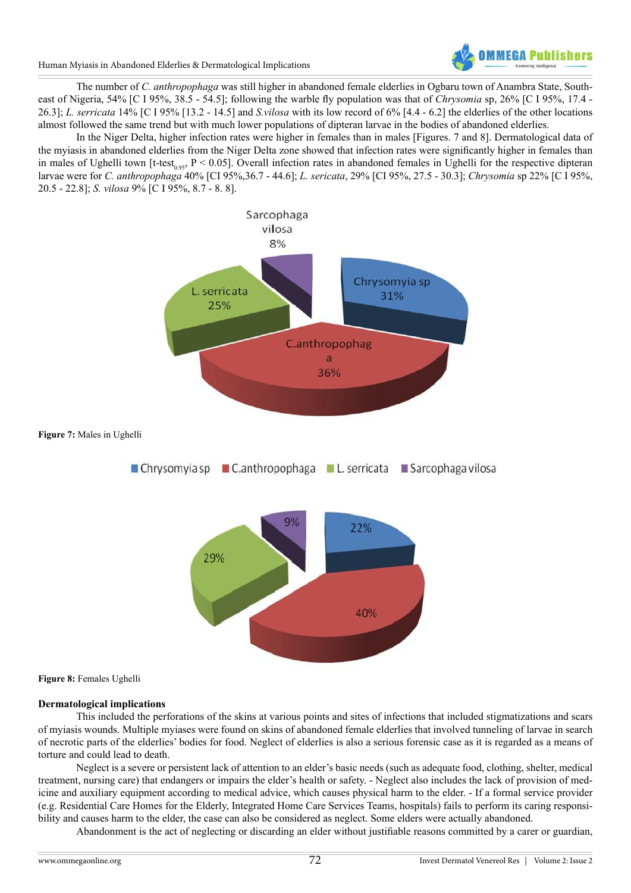The number of *C. anthropophaga* was still higher in abandoned female elderlies in Ogbaru town of Anambra State, South-east of Nigeria, 54% [C I 95%, 38.5 - 54.5]; following the warble fly population was that of *Chrysomia* sp, 26% [C I 95%, 17.4 - 26.3]; *L. serricata* 14% [C I 95% [13.2 - 14.5] and *S.vilosa* with its low record of 6% [4.4 - 6.2] the elderlies of the other locations almost followed the same trend but with much lower populations of dipteran larvae in the bodies of abandoned elderlies.

In the Niger Delta, higher infection rates were higher in females than in males [Figures. 7 and 8]. Dermatological data of the myiasis in abandoned elderlies from the Niger Delta zone showed that infection rates were significantly higher in females than in males of Ughelli town [t-test$_{0.95}$, $P < 0.05$]. Overall infection rates in abandoned females in Ughelli for the respective dipteran larvae were for *C. anthropophaga* 40% [CI 95%,36.7 - 44.6]; *L. sericata*, 29% [CI 95%, 27.5 - 30.3]; *Chrysomia* sp 22% [C I 95%, 20.5 - 22.8]; *S. vilosa* 9% [C I 95%, 8.7 - 8. 8].

Sarcophaga vilosa 8%; Chrysomyia sp 31%; L. serricata 25%; C.anthropophaga 36%

**Figure 7:** Males in Ughelli

Chrysomyia sp; C.anthropophaga; L. serricata; Sarcophaga vilosa

9%; 22%; 29%; 40%

**Figure 8:** Females Ughelli

**Dermatological implications**

This included the perforations of the skins at various points and sites of infections that included stigmatizations and scars of myiasis wounds. Multiple myiases were found on skins of abandoned female elderlies that involved tunneling of larvae in search of necrotic parts of the elderlies' bodies for food. Neglect of elderlies is also a serious forensic case as it is regarded as a means of torture and could lead to death.

Neglect is a severe or persistent lack of attention to an elder's basic needs (such as adequate food, clothing, shelter, medical treatment, nursing care) that endangers or impairs the elder's health or safety. - Neglect also includes the lack of provision of medicine and auxiliary equipment according to medical advice, which causes physical harm to the elder. - If a formal service provider (e.g. Residential Care Homes for the Elderly, Integrated Home Care Services Teams, hospitals) fails to perform its caring responsibility and causes harm to the elder, the case can also be considered as neglect. Some elders were actually abandoned.

Abandonment is the act of neglecting or discarding an elder without justifiable reasons committed by a carer or guardian,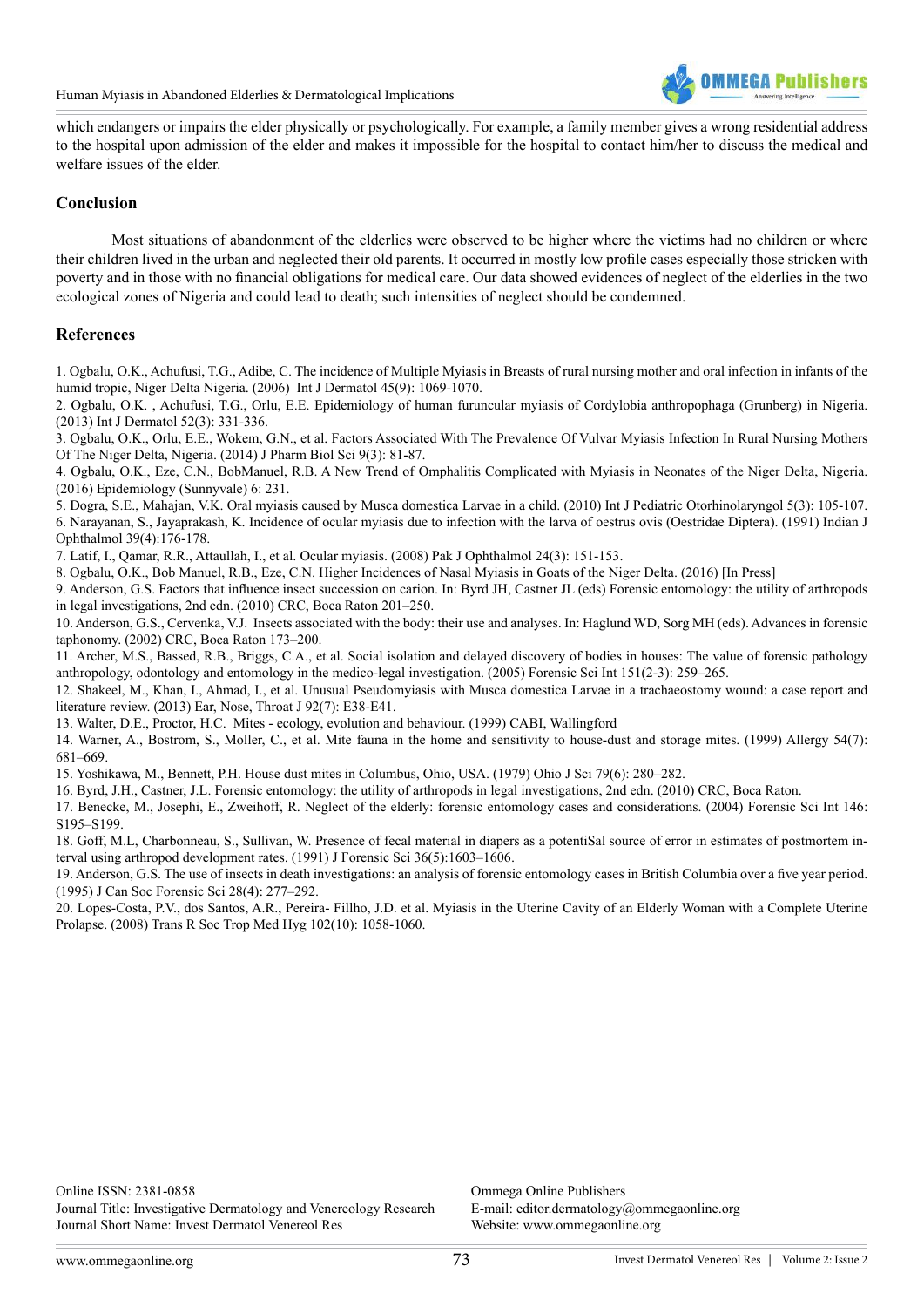which endangers or impairs the elder physically or psychologically. For example, a family member gives a wrong residential address to the hospital upon admission of the elder and makes it impossible for the hospital to contact him/her to discuss the medical and welfare issues of the elder.

## Conclusion

Most situations of abandonment of the elderlies were observed to be higher where the victims had no children or where their children lived in the urban and neglected their old parents. It occurred in mostly low profile cases especially those stricken with poverty and in those with no financial obligations for medical care. Our data showed evidences of neglect of the elderlies in the two ecological zones of Nigeria and could lead to death; such intensities of neglect should be condemned.

## References

1. Ogbalu, O.K., Achufusi, T.G., Adibe, C. The incidence of Multiple Myiasis in Breasts of rural nursing mother and oral infection in infants of the humid tropic, Niger Delta Nigeria. (2006) Int J Dermatol 45(9): 1069-1070.
2. Ogbalu, O.K. , Achufusi, T.G., Orlu, E.E. Epidemiology of human furuncular myiasis of Cordylobia anthropophaga (Grunberg) in Nigeria. (2013) Int J Dermatol 52(3): 331-336.
3. Ogbalu, O.K., Orlu, E.E., Wokem, G.N., et al. Factors Associated With The Prevalence Of Vulvar Myiasis Infection In Rural Nursing Mothers Of The Niger Delta, Nigeria. (2014) J Pharm Biol Sci 9(3): 81-87.
4. Ogbalu, O.K., Eze, C.N., BobManuel, R.B. A New Trend of Omphalitis Complicated with Myiasis in Neonates of the Niger Delta, Nigeria. (2016) Epidemiology (Sunnyvale) 6: 231.
5. Dogra, S.E., Mahajan, V.K. Oral myiasis caused by Musca domestica Larvae in a child. (2010) Int J Pediatric Otorhinolaryngol 5(3): 105-107.
6. Narayanan, S., Jayaprakash, K. Incidence of ocular myiasis due to infection with the larva of oestrus ovis (Oestridae Diptera). (1991) Indian J Ophthalmol 39(4):176-178.
7. Latif, I., Qamar, R.R., Attaullah, I., et al. Ocular myiasis. (2008) Pak J Ophthalmol 24(3): 151-153.
8. Ogbalu, O.K., Bob Manuel, R.B., Eze, C.N. Higher Incidences of Nasal Myiasis in Goats of the Niger Delta. (2016) [In Press]
9. Anderson, G.S. Factors that influence insect succession on carion. In: Byrd JH, Castner JL (eds) Forensic entomology: the utility of arthropods in legal investigations, 2nd edn. (2010) CRC, Boca Raton 201–250.
10. Anderson, G.S., Cervenka, V.J. Insects associated with the body: their use and analyses. In: Haglund WD, Sorg MH (eds). Advances in forensic taphonomy. (2002) CRC, Boca Raton 173–200.
11. Archer, M.S., Bassed, R.B., Briggs, C.A., et al. Social isolation and delayed discovery of bodies in houses: The value of forensic pathology anthropology, odontology and entomology in the medico-legal investigation. (2005) Forensic Sci Int 151(2-3): 259–265.
12. Shakeel, M., Khan, I., Ahmad, I., et al. Unusual Pseudomyiasis with Musca domestica Larvae in a trachaeostomy wound: a case report and literature review. (2013) Ear, Nose, Throat J 92(7): E38-E41.
13. Walter, D.E., Proctor, H.C. Mites - ecology, evolution and behaviour. (1999) CABI, Wallingford
14. Warner, A., Bostrom, S., Moller, C., et al. Mite fauna in the home and sensitivity to house-dust and storage mites. (1999) Allergy 54(7): 681–669.
15. Yoshikawa, M., Bennett, P.H. House dust mites in Columbus, Ohio, USA. (1979) Ohio J Sci 79(6): 280–282.
16. Byrd, J.H., Castner, J.L. Forensic entomology: the utility of arthropods in legal investigations, 2nd edn. (2010) CRC, Boca Raton.
17. Benecke, M., Josephi, E., Zweihoff, R. Neglect of the elderly: forensic entomology cases and considerations. (2004) Forensic Sci Int 146: S195–S199.
18. Goff, M.L, Charbonneau, S., Sullivan, W. Presence of fecal material in diapers as a potentiSal source of error in estimates of postmortem interval using arthropod development rates. (1991) J Forensic Sci 36(5):1603–1606.
19. Anderson, G.S. The use of insects in death investigations: an analysis of forensic entomology cases in British Columbia over a five year period. (1995) J Can Soc Forensic Sci 28(4): 277–292.
20. Lopes-Costa, P.V., dos Santos, A.R., Pereira- Fillho, J.D. et al. Myiasis in the Uterine Cavity of an Elderly Woman with a Complete Uterine Prolapse. (2008) Trans R Soc Trop Med Hyg 102(10): 1058-1060.

Online ISSN: 2381-0858
Journal Title: Investigative Dermatology and Venereology Research
Journal Short Name: Invest Dermatol Venereol Res

Ommega Online Publishers
E-mail: editor.dermatology@ommegaonline.org
Website: www.ommegaonline.org